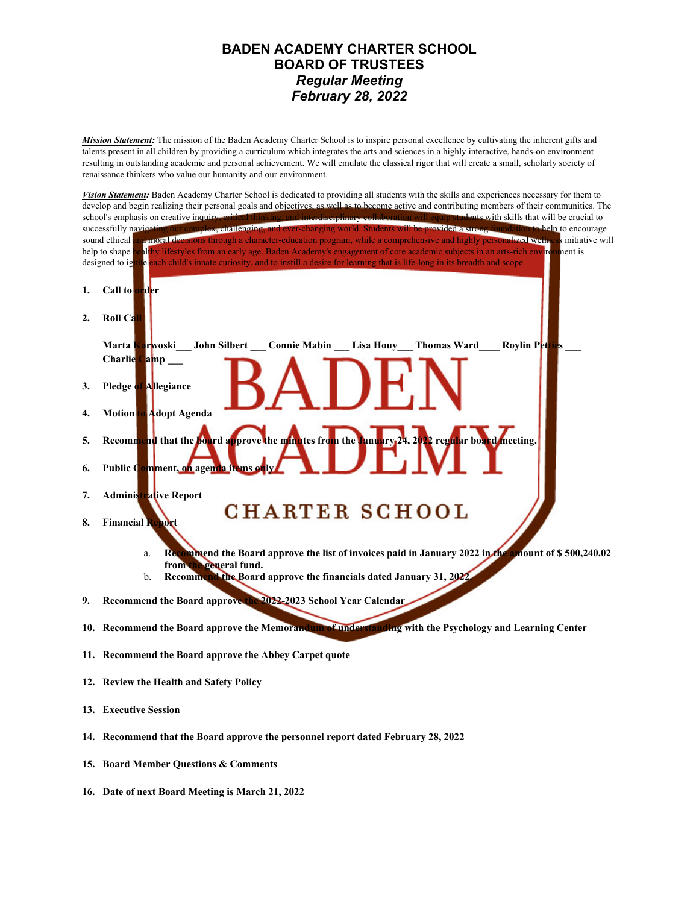# BADEN ACADEMY CHARTER SCHOOL
# BOARD OF TRUSTEES
## *Regular Meeting*
## *February 28, 2022*

***Mission Statement:*** The mission of the Baden Academy Charter School is to inspire personal excellence by cultivating the inherent gifts and talents present in all children by providing a curriculum which integrates the arts and sciences in a highly interactive, hands-on environment resulting in outstanding academic and personal achievement. We will emulate the classical rigor that will create a small, scholarly society of renaissance thinkers who value our humanity and our environment.

***Vision Statement:*** Baden Academy Charter School is dedicated to providing all students with the skills and experiences necessary for them to develop and begin realizing their personal goals and objectives, as well as to become active and contributing members of their communities. The school's emphasis on creative inquiry, critical thinking, and interdisciplinary collaboration will equip students with skills that will be crucial to successfully navigating our complex, challenging, and ever-changing world. Students will be provided a strong foundation to help to encourage sound ethical and moral decisions through a character-education program, while a comprehensive and highly personalized wellness initiative will help to shape healthy lifestyles from an early age. Baden Academy's engagement of core academic subjects in an arts-rich environment is designed to ignite each child's innate curiosity, and to instill a desire for learning that is life-long in its breadth and scope.

1. **Call to order**
2. **Roll Call**

   **Marta Karwoski___ John Silbert ___ Connie Mabin ___ Lisa Houy___ Thomas Ward____ Roylin Petties ___ Charlie Camp ___**

3. **Pledge of Allegiance**
4. **Motion to Adopt Agenda**
5. **Recommend that the board approve the minutes from the January 24, 2022 regular board meeting.**
6. **Public Comment, on agenda items only**
7. **Administrative Report**
8. **Financial Report**
   a. **Recommend the Board approve the list of invoices paid in January 2022 in the amount of $ 500,240.02 from the general fund.**
   b. **Recommend the Board approve the financials dated January 31, 2022.**
9. **Recommend the Board approve the 2022-2023 School Year Calendar**
10. **Recommend the Board approve the Memorandum of understanding with the Psychology and Learning Center**
11. **Recommend the Board approve the Abbey Carpet quote**
12. **Review the Health and Safety Policy**
13. **Executive Session**
14. **Recommend that the Board approve the personnel report dated February 28, 2022**
15. **Board Member Questions & Comments**
16. **Date of next Board Meeting is March 21, 2022**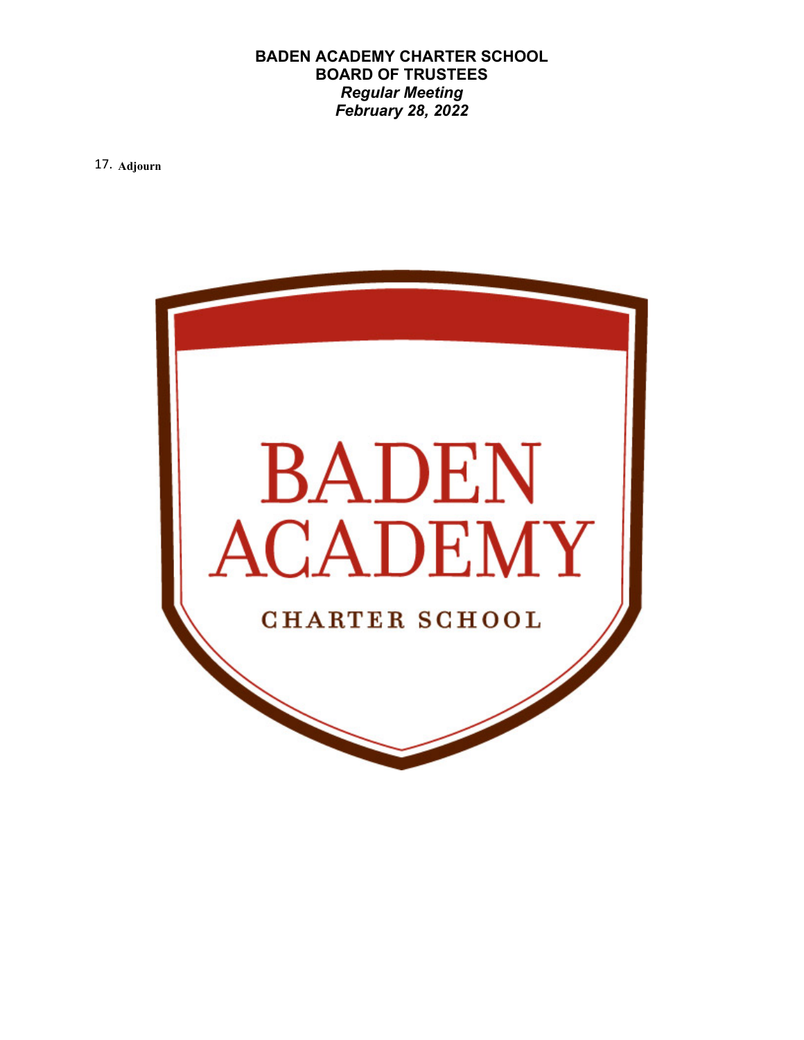**BADEN ACADEMY CHARTER SCHOOL**
**BOARD OF TRUSTEES**
***Regular Meeting***
***February 28, 2022***

17. **Adjourn**

BADEN ACADEMY

CHARTER SCHOOL